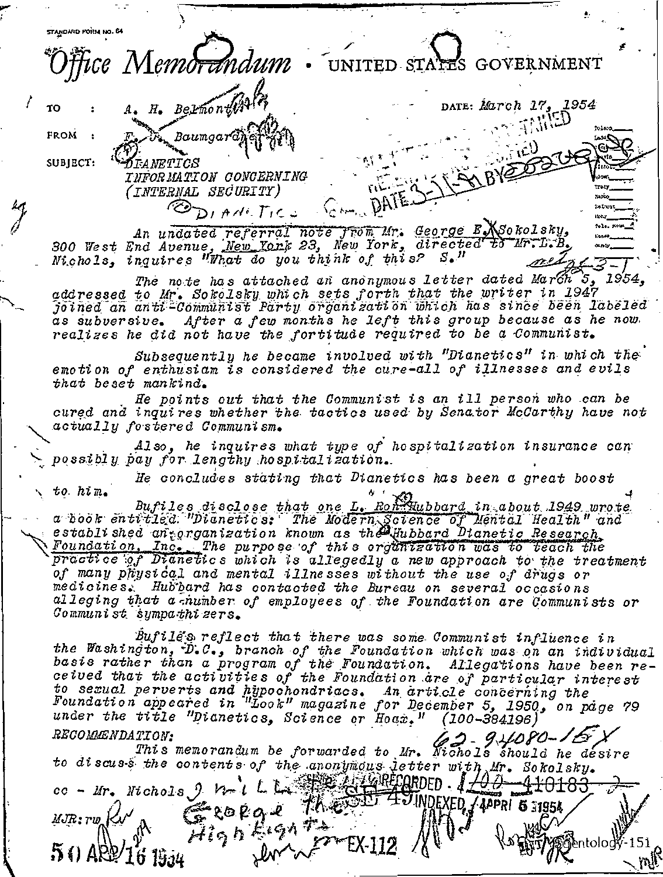STANDARD FORM NO. 64

# Office Memorandum • UNITED STATES GOVERNMENT

TO : A. H. Belmont

FROM : F. J. Baumgardner

DATE: March 17, 1954

SUBJECT: DIANETICS
INFORMATION CONCERNING
(INTERNAL SECURITY)

An undated referral note from Mr. George E. Sokolsky, 300 West End Avenue, New York 23, New York, directed to Mr. L. B. Nichols, inquires "What do you think of this? S."

The note has attached an anonymous letter dated March 5, 1954, addressed to Mr. Sokolsky which sets forth that the writer in 1947 joined an anti-Communist Party organization which has since been labeled as subversive. After a few months he left this group because as he now realizes he did not have the fortitude required to be a Communist.

Subsequently he became involved with "Dianetics" in which the emotion of enthusiam is considered the cure-all of illnesses and evils that beset mankind.

He points out that the Communist is an ill person who can be cured and inquires whether the tactics used by Senator McCarthy have not actually fostered Communism.

Also, he inquires what type of hospitalization insurance can possibly pay for lengthy hospitalization.

He concludes stating that Dianetics has been a great boost to him.

Bufiles disclose that one L. Ron Hubbard in about 1949 wrote a book entitled "Dianetics: The Modern Science of Mental Health" and established an organization known as the Hubbard Dianetic Research Foundation, Inc. The purpose of this organization was to teach the practice of Dianetics which is allegedly a new approach to the treatment of many physical and mental illnesses without the use of drugs or medicines. Hubbard has contacted the Bureau on several occasions alleging that a number of employees of the Foundation are Communists or Communist sympathizers.

Bufiles reflect that there was some Communist influence in the Washington, D.C., branch of the Foundation which was on an individual basis rather than a program of the Foundation. Allegations have been received that the activities of the Foundation are of particular interest to sexual perverts and hypochondriacs. An article concerning the Foundation appeared in "Look" magazine for December 5, 1950, on page 79 under the title "Dianetics, Science or Hoax." (100-384196)

RECOMMENDATION:

This memorandum be forwarded to Mr. Nichols should he desire to discuss the contents of the anonymous letter with Mr. Sokolsky.

cc - Mr. Nichols

MJR:rw

62-94080-1
RECORDED · 100-410183
INDEXED · APR 5 1954
EX-112
50 APR 16 1954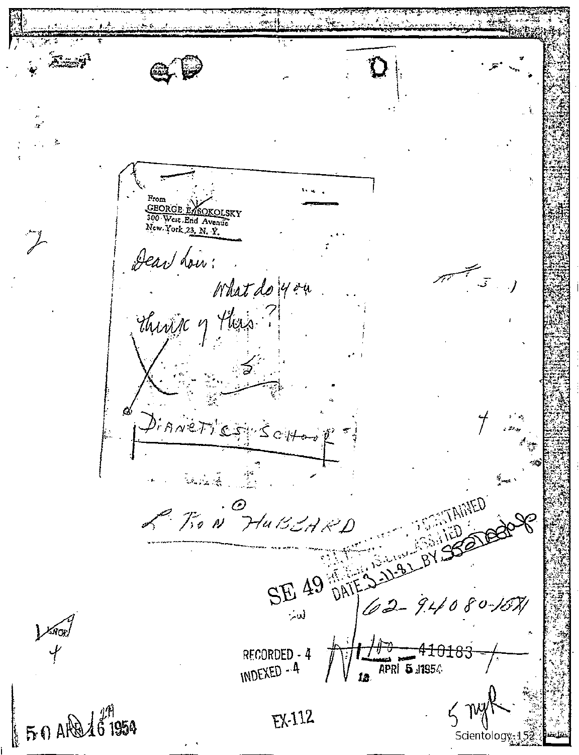From
GEORGE E. SOKOLSKY
300 West End Avenue
New York 23, N. Y.

Dear Lou:

What do you think of this?

DIANETICS SCHOOL

L. RON HUBBARD

ALL INFORMATION CONTAINED
HEREIN IS UNCLASSIFIED
DATE 3-11-81 BY

SE 49

62-94080-1871

RECORDED - 4
INDEXED - 4

100-410183
APR 5 1954

5 nyk

50 APR 16 1954

EX-112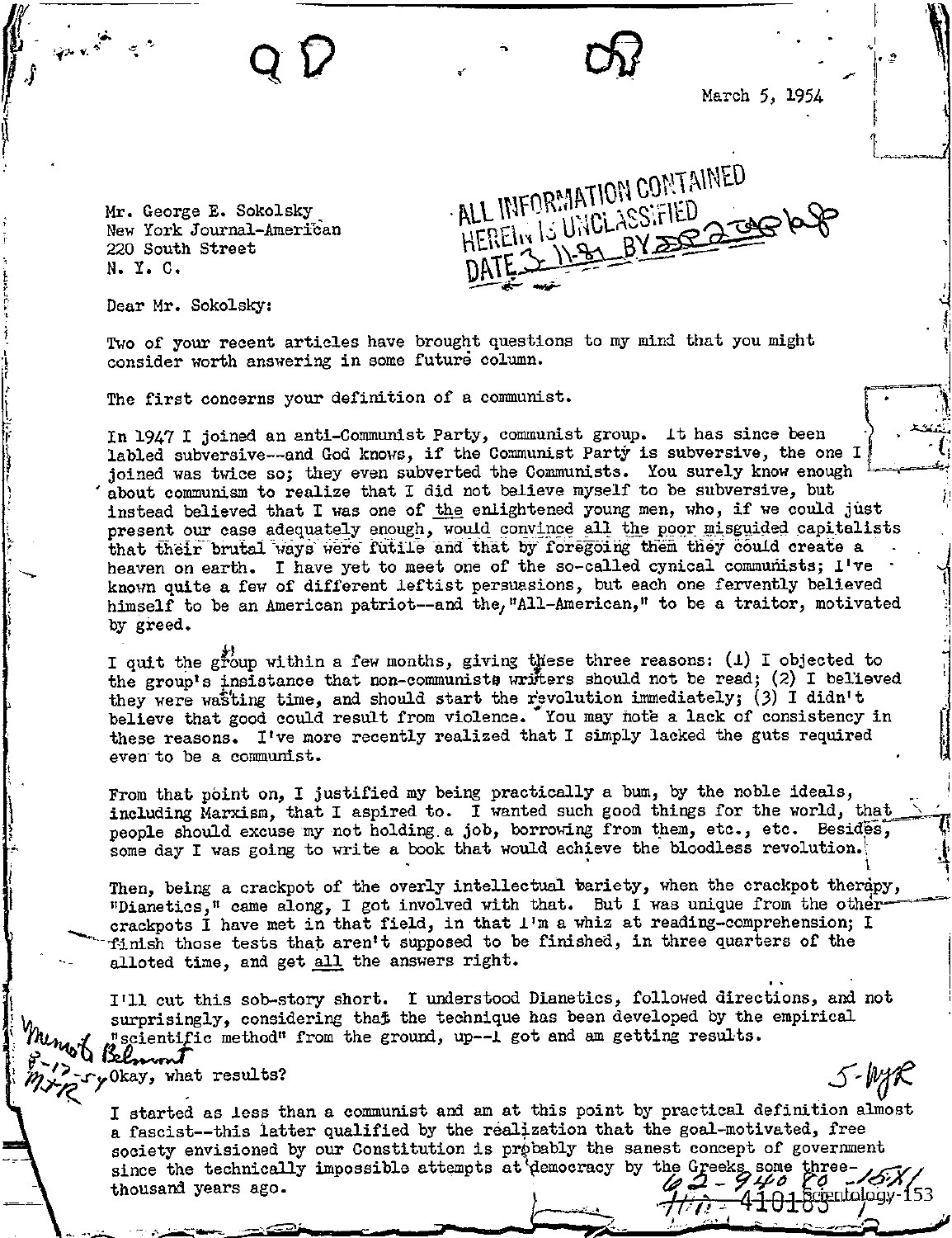March 5, 1954

ALL INFORMATION CONTAINED
HEREIN IS UNCLASSIFIED
DATE 3-11-81 BY

Mr. George E. Sokolsky
New York Journal-American
220 South Street
N. Y. C.

Dear Mr. Sokolsky:

Two of your recent articles have brought questions to my mind that you might consider worth answering in some future column.

The first concerns your definition of a communist.

In 1947 I joined an anti-Communist Party, communist group. It has since been labled subversive--and God knows, if the Communist Party is subversive, the one I joined was twice so; they even subverted the Communists. You surely know enough about communism to realize that I did not believe myself to be subversive, but instead believed that I was one of the enlightened young men, who, if we could just present our case adequately enough, would convince all the poor misguided capitalists that their brutal ways were futile and that by foregoing them they could create a heaven on earth. I have yet to meet one of the so-called cynical communists; I've known quite a few of different leftist persuasions, but each one fervently believed himself to be an American patriot--and the "All-American," to be a traitor, motivated by greed.

I quit the group within a few months, giving these three reasons: (1) I objected to the group's insistance that non-communists writers should not be read; (2) I believed they were wasting time, and should start the revolution immediately; (3) I didn't believe that good could result from violence. You may note a lack of consistency in these reasons. I've more recently realized that I simply lacked the guts required even to be a communist.

From that point on, I justified my being practically a bum, by the noble ideals, including Marxism, that I aspired to. I wanted such good things for the world, that people should excuse my not holding a job, borrowing from them, etc., etc. Besides, some day I was going to write a book that would achieve the bloodless revolution.

Then, being a crackpot of the overly intellectual variety, when the crackpot therapy, "Dianetics," came along, I got involved with that. But I was unique from the other crackpots I have met in that field, in that I'm a whiz at reading-comprehension; I finish those tests that aren't supposed to be finished, in three quarters of the alloted time, and get all the answers right.

I'll cut this sob-story short. I understood Dianetics, followed directions, and not surprisingly, considering that the technique has been developed by the empirical "scientific method" from the ground, up--I got and am getting results.

Okay, what results?

I started as less than a communist and am at this point by practical definition almost a fascist--this latter qualified by the realization that the goal-motivated, free society envisioned by our Constitution is probably the sanest concept of government since the technically impossible attempts at democracy by the Greeks some three-thousand years ago.

Memo to Belmont 8-17-54 MJR

5-NYR

62-94080-15X1

Scientology-153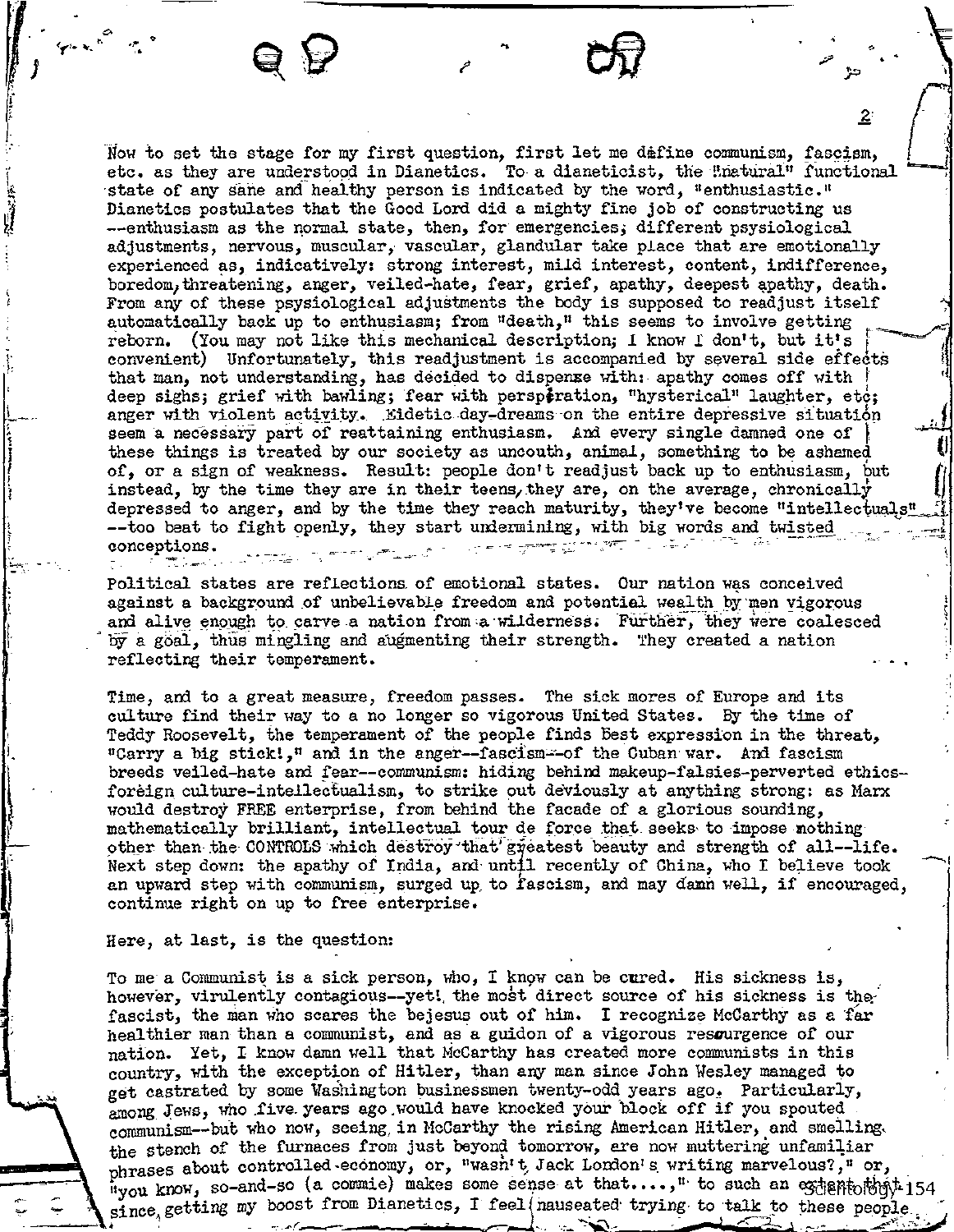Now to set the stage for my first question, first let me define communism, fascism, etc. as they are understood in Dianetics. To a dianeticist, the "natural" functional state of any sane and healthy person is indicated by the word, "enthusiastic." Dianetics postulates that the Good Lord did a mighty fine job of constructing us --enthusiasm as the normal state, then, for emergencies, different psysiological adjustments, nervous, muscular, vascular, glandular take place that are emotionally experienced as, indicatively: strong interest, mild interest, content, indifference, boredom, threatening, anger, veiled-hate, fear, grief, apathy, deepest apathy, death. From any of these psysiological adjustments the body is supposed to readjust itself automatically back up to enthusiasm; from "death," this seems to involve getting reborn. (You may not like this mechanical description; I know I don't, but it's convenient) Unfortunately, this readjustment is accompanied by several side effects that man, not understanding, has decided to dispense with: apathy comes off with deep sighs; grief with bawling; fear with perspiration, "hysterical" laughter, etc; anger with violent activity. Eidetic day-dreams on the entire depressive situation seem a necessary part of reattaining enthusiasm. And every single damned one of these things is treated by our society as uncouth, animal, something to be ashamed of, or a sign of weakness. Result: people don't readjust back up to enthusiasm, but instead, by the time they are in their teens, they are, on the average, chronically depressed to anger, and by the time they reach maturity, they've become "intellectuals" --too beat to fight openly, they start undermining, with big words and twisted conceptions.

Political states are reflections of emotional states. Our nation was conceived against a background of unbelievable freedom and potential wealth by men vigorous and alive enough to carve a nation from a wilderness. Further, they were coalesced by a goal, thus mingling and augmenting their strength. They created a nation reflecting their temperament.

Time, and to a great measure, freedom passes. The sick mores of Europe and its culture find their way to a no longer so vigorous United States. By the time of Teddy Roosevelt, the temperament of the people finds best expression in the threat, "Carry a big stick!," and in the anger--fascism--of the Cuban war. And fascism breeds veiled-hate and fear--communism: hiding behind makeup-falsies-perverted ethics-foreign culture-intellectualism, to strike out deviously at anything strong: as Marx would destroy FREE enterprise, from behind the facade of a glorious sounding, mathematically brilliant, intellectual tour de force that seeks to impose nothing other than the CONTROLS which destroy that greatest beauty and strength of all--life. Next step down: the apathy of India, and until recently of China, who I believe took an upward step with communism, surged up to fascism, and may damn well, if encouraged, continue right on up to free enterprise.

Here, at last, is the question:

To me a Communist is a sick person, who, I know can be cured. His sickness is, however, virulently contagious--yet!, the most direct source of his sickness is the fascist, the man who scares the bejesus out of him. I recognize McCarthy as a far healthier man than a communist, and as a guidon of a vigorous resurgence of our nation. Yet, I know damn well that McCarthy has created more communists in this country, with the exception of Hitler, than any man since John Wesley managed to get castrated by some Washington businessmen twenty-odd years ago. Particularly, among Jews, who five years ago would have knocked your block off if you spouted communism--but who now, seeing in McCarthy the rising American Hitler, and smelling the stench of the furnaces from just beyond tomorrow, are now muttering unfamiliar phrases about controlled economy, or, "wasn't Jack London's writing marvelous?," or, "you know, so-and-so (a commie) makes some sense at that....," to such an extent that since getting my boost from Dianetics, I feel nauseated trying to talk to these people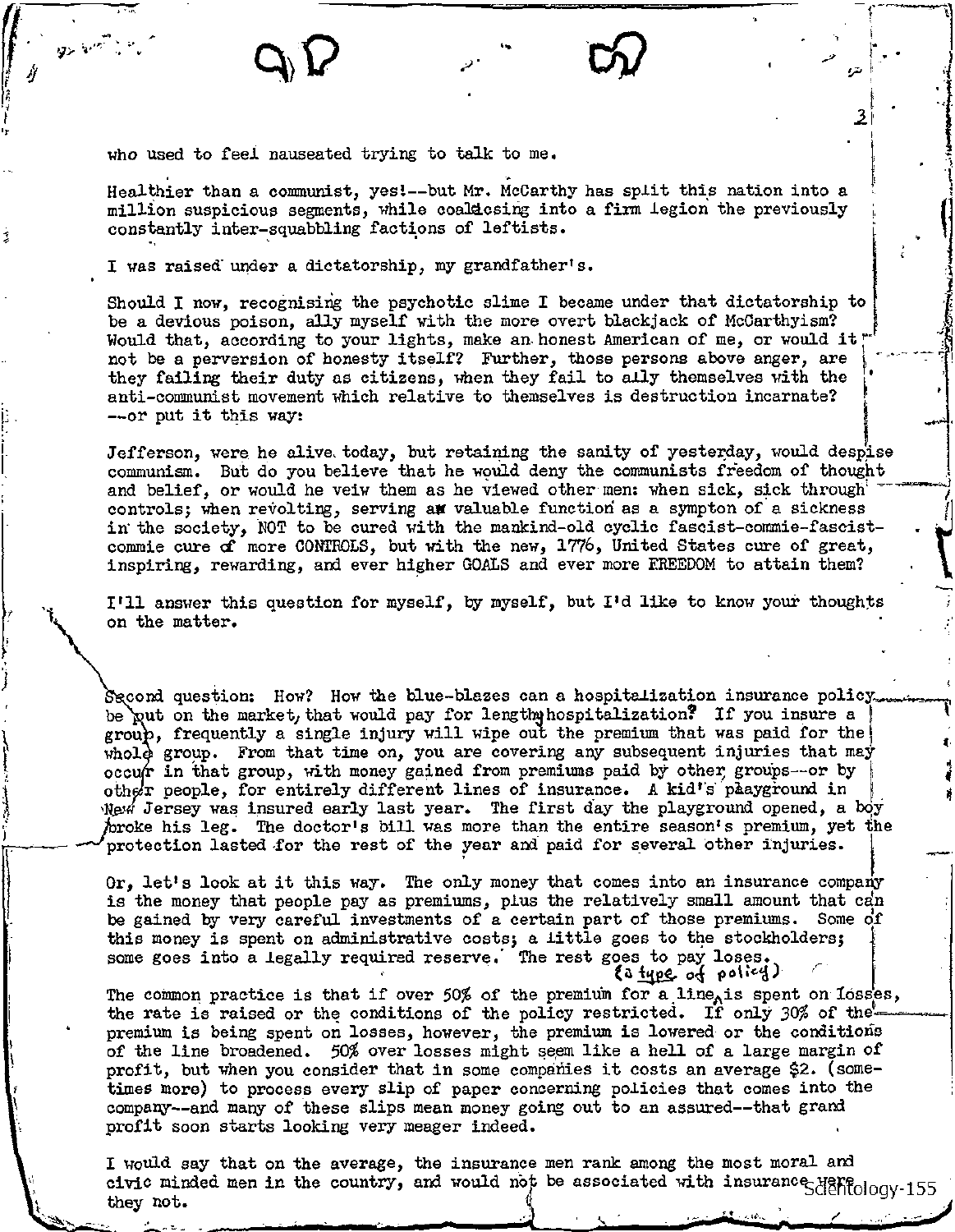who used to feel nauseated trying to talk to me.

Healthier than a communist, yes!--but Mr. McCarthy has split this nation into a million suspicious segments, while coalescing into a firm legion the previously constantly inter-squabbling factions of leftists.

I was raised under a dictatorship, my grandfather's.

Should I now, recognising the psychotic slime I became under that dictatorship to be a devious poison, ally myself with the more overt blackjack of McCarthyism? Would that, according to your lights, make an honest American of me, or would it not be a perversion of honesty itself? Further, those persons above anger, are they failing their duty as citizens, when they fail to ally themselves with the anti-communist movement which relative to themselves is destruction incarnate? --or put it this way:

Jefferson, were he alive today, but retaining the sanity of yesterday, would despise communism. But do you believe that he would deny the communists freedom of thought and belief, or would he veiw them as he viewed other men: when sick, sick through controls; when revolting, serving a valuable function as a sympton of a sickness in the society, NOT to be cured with the mankind-old cyclic fascist-commie-fascist-commie cure of more CONTROLS, but with the new, 1776, United States cure of great, inspiring, rewarding, and ever higher GOALS and ever more FREEDOM to attain them?

I'll answer this question for myself, by myself, but I'd like to know your thoughts on the matter.

Second question: How? How the blue-blazes can a hospitalization insurance policy be put on the market, that would pay for lengthy hospitalization? If you insure a group, frequently a single injury will wipe out the premium that was paid for the whole group. From that time on, you are covering any subsequent injuries that may occur in that group, with money gained from premiums paid by other groups--or by other people, for entirely different lines of insurance. A kid's playground in New Jersey was insured early last year. The first day the playground opened, a boy broke his leg. The doctor's bill was more than the entire season's premium, yet the protection lasted for the rest of the year and paid for several other injuries.

Or, let's look at it this way. The only money that comes into an insurance company is the money that people pay as premiums, plus the relatively small amount that can be gained by very careful investments of a certain part of those premiums. Some of this money is spent on administrative costs; a little goes to the stockholders; some goes into a legally required reserve. The rest goes to pay loses.

The common practice is that if over 50% of the premium for a line (a type of policy) is spent on losses, the rate is raised or the conditions of the policy restricted. If only 30% of the premium is being spent on losses, however, the premium is lowered or the conditions of the line broadened. 50% over losses might seem like a hell of a large margin of profit, but when you consider that in some companies it costs an average $2. (sometimes more) to process every slip of paper concerning policies that comes into the company--and many of these slips mean money going out to an assured--that grand profit soon starts looking very meager indeed.

I would say that on the average, the insurance men rank among the most moral and civic minded men in the country, and would not be associated with insurance were they not.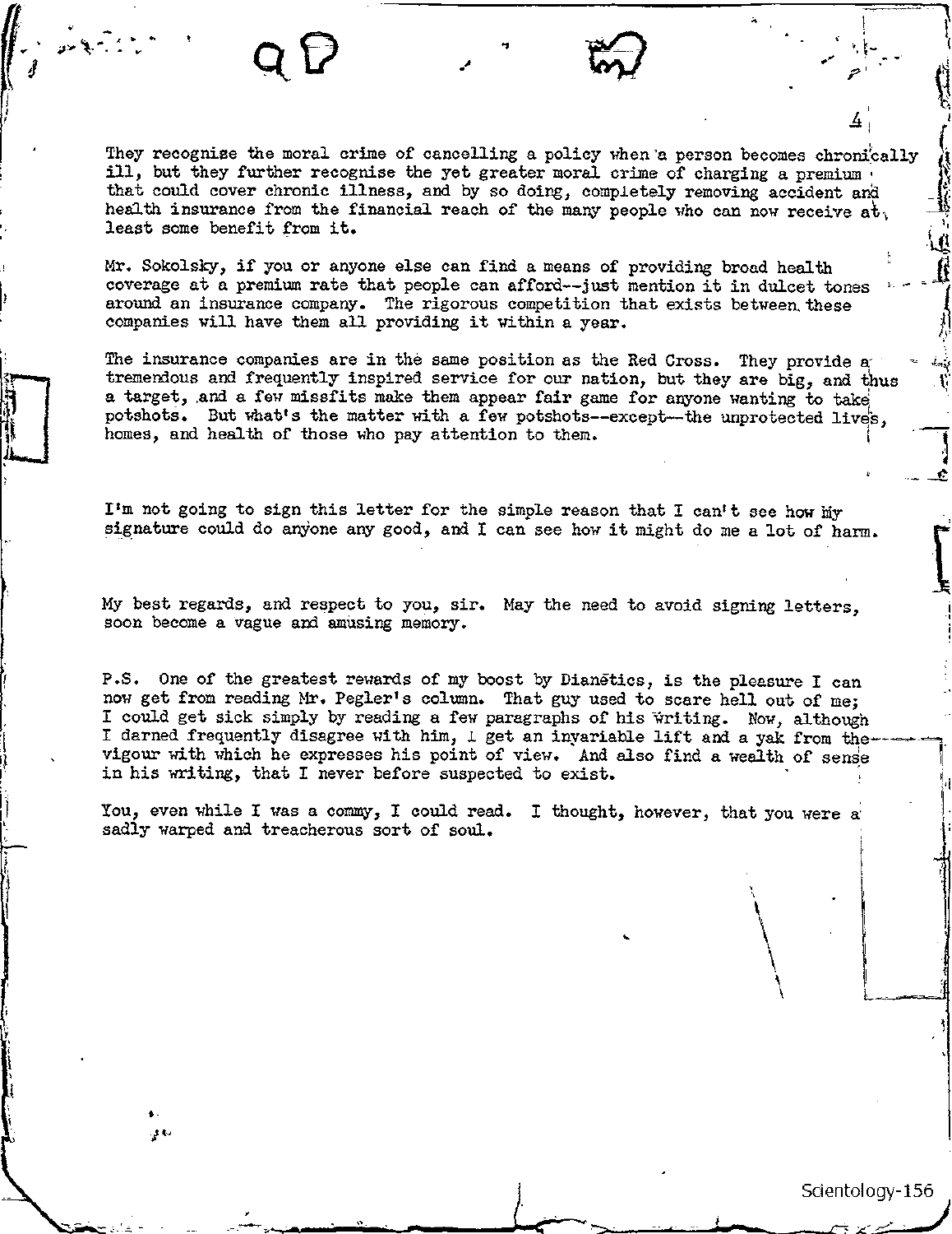They recognise the moral crime of cancelling a policy when a person becomes chronically ill, but they further recognise the yet greater moral crime of charging a premium that could cover chronic illness, and by so doing, completely removing accident and health insurance from the financial reach of the many people who can now receive at least some benefit from it.

Mr. Sokolsky, if you or anyone else can find a means of providing broad health coverage at a premium rate that people can afford--just mention it in dulcet tones around an insurance company. The rigorous competition that exists between these companies will have them all providing it within a year.

The insurance companies are in the same position as the Red Cross. They provide a tremendous and frequently inspired service for our nation, but they are big, and thus a target, and a few missfits make them appear fair game for anyone wanting to take potshots. But what's the matter with a few potshots--except--the unprotected lives, homes, and health of those who pay attention to them.

I'm not going to sign this letter for the simple reason that I can't see how my signature could do anyone any good, and I can see how it might do me a lot of harm.

My best regards, and respect to you, sir. May the need to avoid signing letters, soon become a vague and amusing memory.

P.S. One of the greatest rewards of my boost by Dianetics, is the pleasure I can now get from reading Mr. Pegler's column. That guy used to scare hell out of me; I could get sick simply by reading a few paragraphs of his writing. Now, although I darned frequently disagree with him, I get an invariable lift and a yak from the vigour with which he expresses his point of view. And also find a wealth of sense in his writing, that I never before suspected to exist.

You, even while I was a commy, I could read. I thought, however, that you were a sadly warped and treacherous sort of soul.